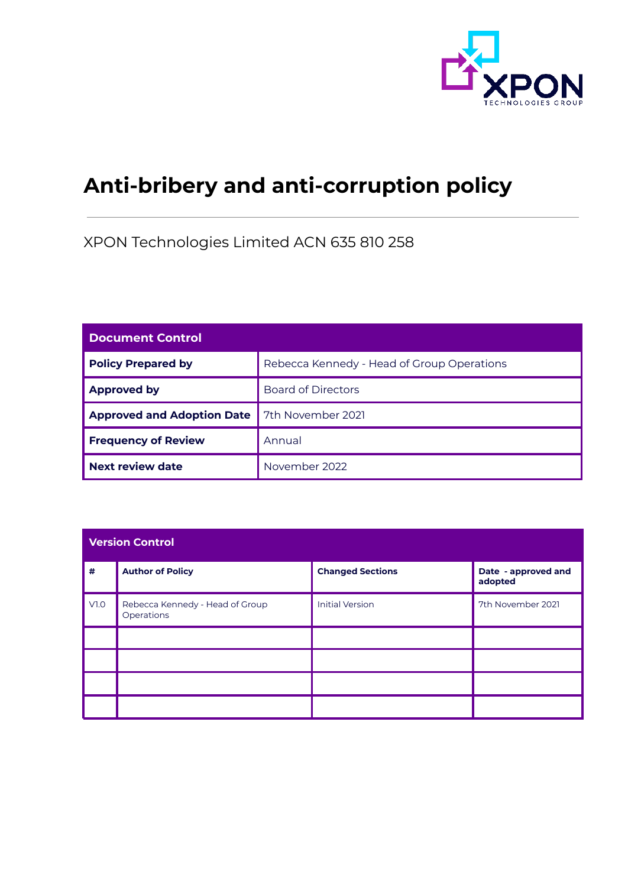# Anti-bribery and anti-corruption policy

XPON Technologies Limited ACN 635 810 258

| Document Control | |
|---|---|
| **Policy Prepared by** | Rebecca Kennedy - Head of Group Operations |
| **Approved by** | Board of Directors |
| **Approved and Adoption Date** | 7th November 2021 |
| **Frequency of Review** | Annual |
| **Next review date** | November 2022 |

| Version Control | | | |
|---|---|---|---|
| **#** | **Author of Policy** | **Changed Sections** | **Date - approved and adopted** |
| V1.0 | Rebecca Kennedy - Head of Group Operations | Initial Version | 7th November 2021 |
| | | | |
| | | | |
| | | | |
| | | | |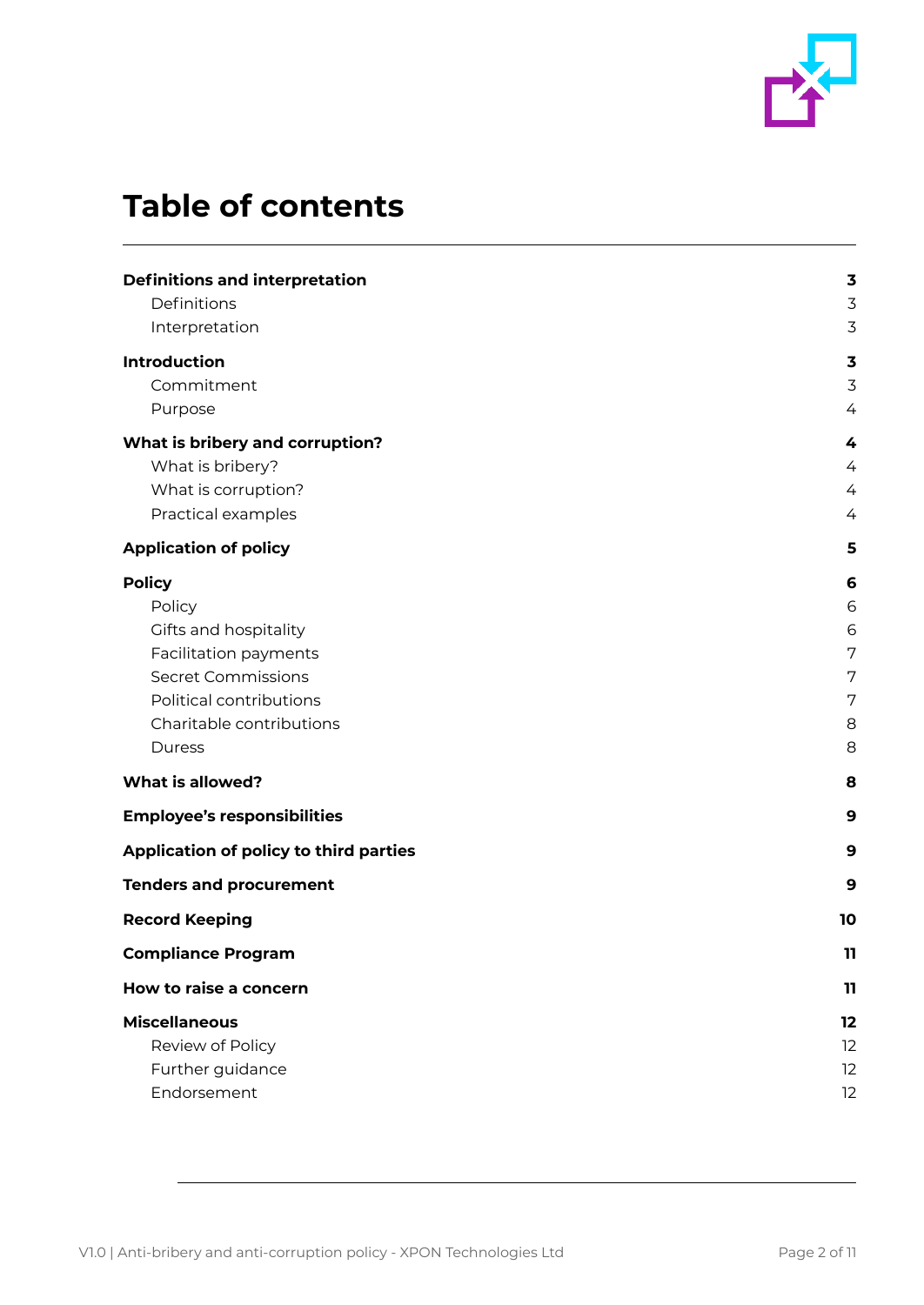# Table of contents

**Definitions and interpretation** **3**
- Definitions 3
- Interpretation 3

**Introduction** **3**
- Commitment 3
- Purpose 4

**What is bribery and corruption?** **4**
- What is bribery? 4
- What is corruption? 4
- Practical examples 4

**Application of policy** **5**

**Policy** **6**
- Policy 6
- Gifts and hospitality 6
- Facilitation payments 7
- Secret Commissions 7
- Political contributions 7
- Charitable contributions 8
- Duress 8

**What is allowed?** **8**

**Employee's responsibilities** **9**

**Application of policy to third parties** **9**

**Tenders and procurement** **9**

**Record Keeping** **10**

**Compliance Program** **11**

**How to raise a concern** **11**

**Miscellaneous** **12**
- Review of Policy 12
- Further guidance 12
- Endorsement 12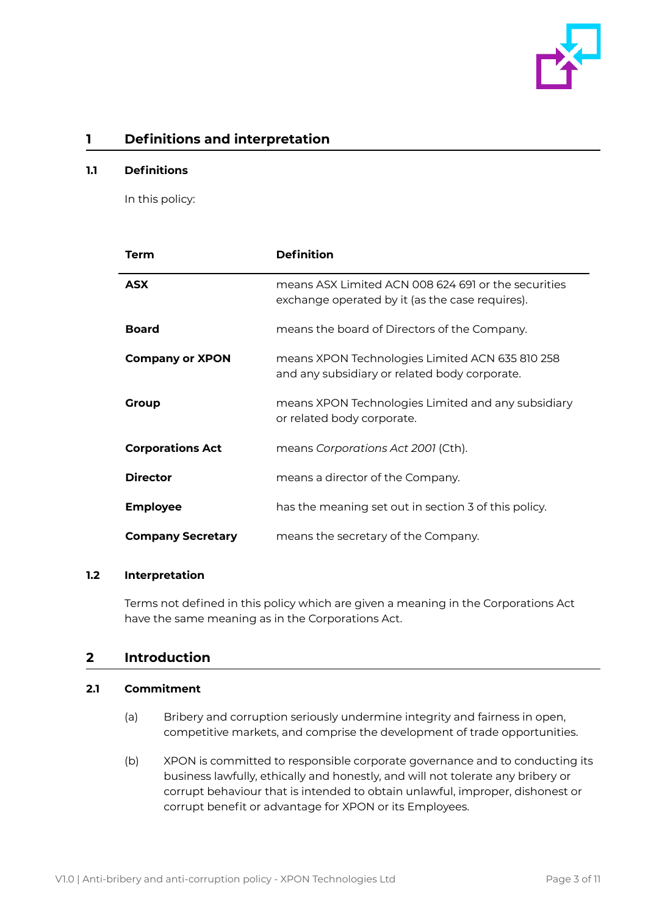## 1 Definitions and interpretation

### 1.1 Definitions

In this policy:

| Term | Definition |
|---|---|
| **ASX** | means ASX Limited ACN 008 624 691 or the securities exchange operated by it (as the case requires). |
| **Board** | means the board of Directors of the Company. |
| **Company or XPON** | means XPON Technologies Limited ACN 635 810 258 and any subsidiary or related body corporate. |
| **Group** | means XPON Technologies Limited and any subsidiary or related body corporate. |
| **Corporations Act** | means *Corporations Act 2001* (Cth). |
| **Director** | means a director of the Company. |
| **Employee** | has the meaning set out in section 3 of this policy. |
| **Company Secretary** | means the secretary of the Company. |

### 1.2 Interpretation

Terms not defined in this policy which are given a meaning in the Corporations Act have the same meaning as in the Corporations Act.

## 2 Introduction

### 2.1 Commitment

(a) Bribery and corruption seriously undermine integrity and fairness in open, competitive markets, and comprise the development of trade opportunities.

(b) XPON is committed to responsible corporate governance and to conducting its business lawfully, ethically and honestly, and will not tolerate any bribery or corrupt behaviour that is intended to obtain unlawful, improper, dishonest or corrupt benefit or advantage for XPON or its Employees.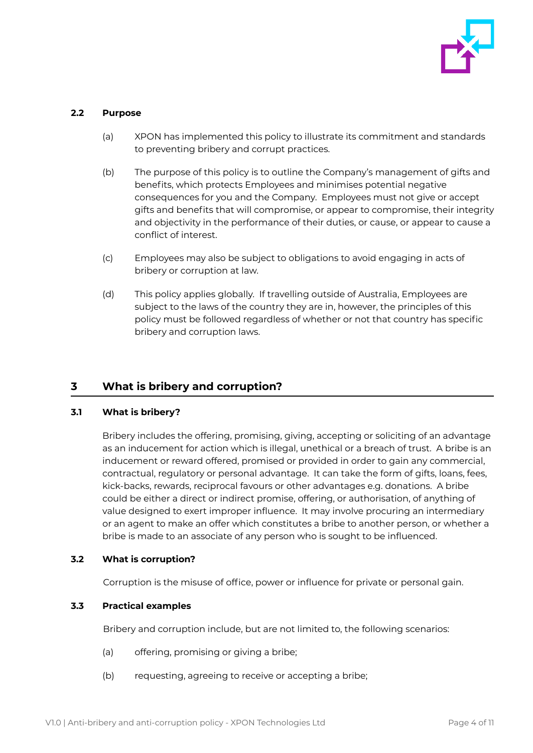### 2.2 Purpose

(a) XPON has implemented this policy to illustrate its commitment and standards to preventing bribery and corrupt practices.

(b) The purpose of this policy is to outline the Company's management of gifts and benefits, which protects Employees and minimises potential negative consequences for you and the Company. Employees must not give or accept gifts and benefits that will compromise, or appear to compromise, their integrity and objectivity in the performance of their duties, or cause, or appear to cause a conflict of interest.

(c) Employees may also be subject to obligations to avoid engaging in acts of bribery or corruption at law.

(d) This policy applies globally. If travelling outside of Australia, Employees are subject to the laws of the country they are in, however, the principles of this policy must be followed regardless of whether or not that country has specific bribery and corruption laws.

## 3 What is bribery and corruption?

### 3.1 What is bribery?

Bribery includes the offering, promising, giving, accepting or soliciting of an advantage as an inducement for action which is illegal, unethical or a breach of trust. A bribe is an inducement or reward offered, promised or provided in order to gain any commercial, contractual, regulatory or personal advantage. It can take the form of gifts, loans, fees, kick-backs, rewards, reciprocal favours or other advantages e.g. donations. A bribe could be either a direct or indirect promise, offering, or authorisation, of anything of value designed to exert improper influence. It may involve procuring an intermediary or an agent to make an offer which constitutes a bribe to another person, or whether a bribe is made to an associate of any person who is sought to be influenced.

### 3.2 What is corruption?

Corruption is the misuse of office, power or influence for private or personal gain.

### 3.3 Practical examples

Bribery and corruption include, but are not limited to, the following scenarios:

(a) offering, promising or giving a bribe;

(b) requesting, agreeing to receive or accepting a bribe;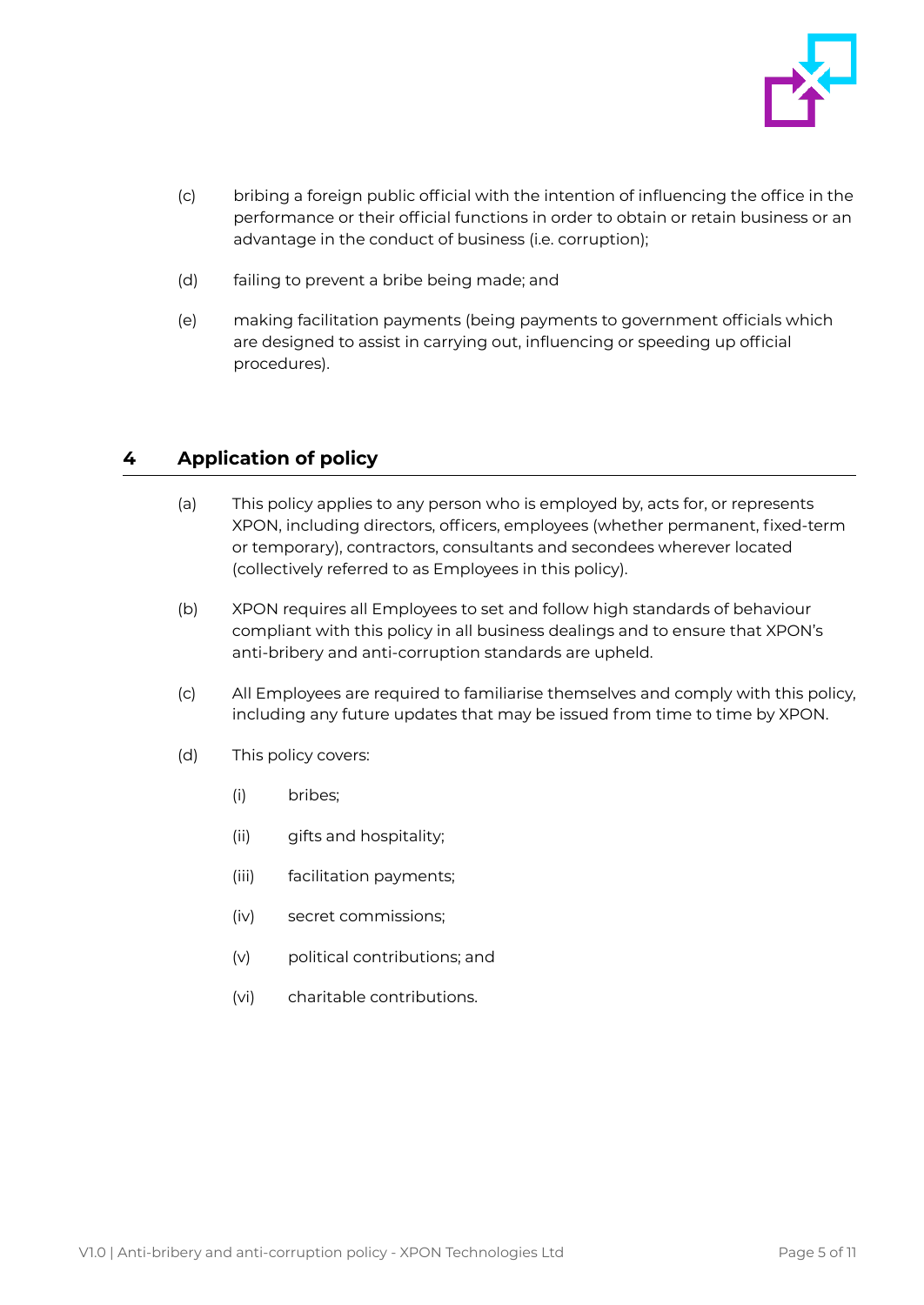(c) bribing a foreign public official with the intention of influencing the office in the performance or their official functions in order to obtain or retain business or an advantage in the conduct of business (i.e. corruption);

(d) failing to prevent a bribe being made; and

(e) making facilitation payments (being payments to government officials which are designed to assist in carrying out, influencing or speeding up official procedures).

## 4 Application of policy

(a) This policy applies to any person who is employed by, acts for, or represents XPON, including directors, officers, employees (whether permanent, fixed-term or temporary), contractors, consultants and secondees wherever located (collectively referred to as Employees in this policy).

(b) XPON requires all Employees to set and follow high standards of behaviour compliant with this policy in all business dealings and to ensure that XPON's anti-bribery and anti-corruption standards are upheld.

(c) All Employees are required to familiarise themselves and comply with this policy, including any future updates that may be issued from time to time by XPON.

(d) This policy covers:

   (i) bribes;

   (ii) gifts and hospitality;

   (iii) facilitation payments;

   (iv) secret commissions;

   (v) political contributions; and

   (vi) charitable contributions.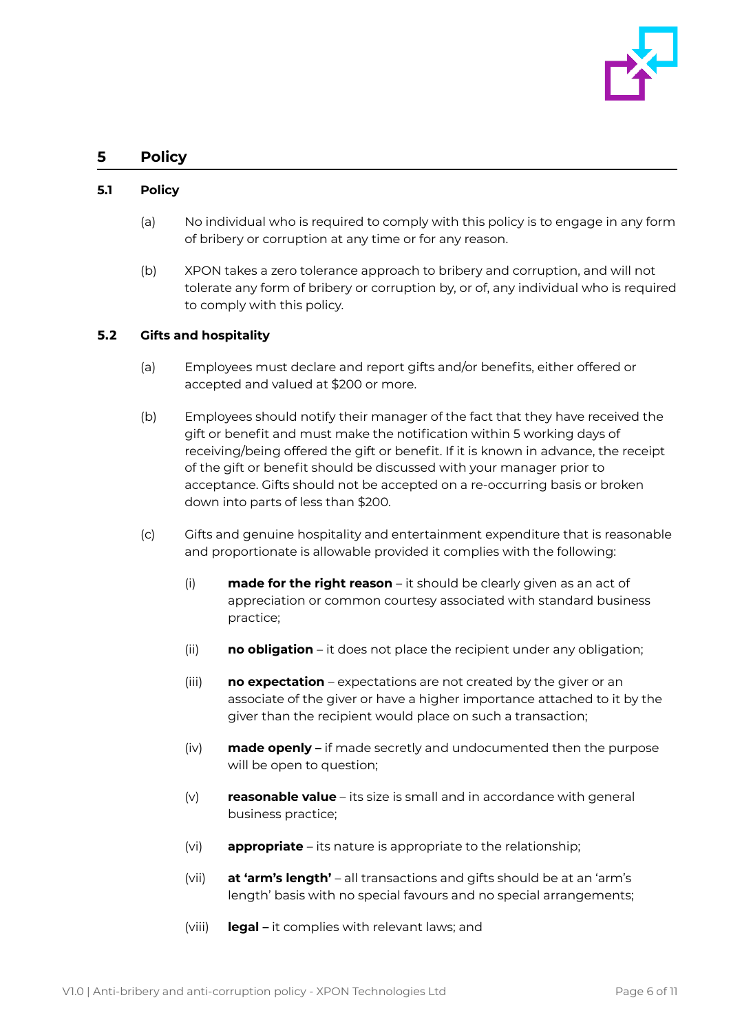# 5 Policy

## 5.1 Policy

(a) No individual who is required to comply with this policy is to engage in any form of bribery or corruption at any time or for any reason.

(b) XPON takes a zero tolerance approach to bribery and corruption, and will not tolerate any form of bribery or corruption by, or of, any individual who is required to comply with this policy.

## 5.2 Gifts and hospitality

(a) Employees must declare and report gifts and/or benefits, either offered or accepted and valued at $200 or more.

(b) Employees should notify their manager of the fact that they have received the gift or benefit and must make the notification within 5 working days of receiving/being offered the gift or benefit. If it is known in advance, the receipt of the gift or benefit should be discussed with your manager prior to acceptance. Gifts should not be accepted on a re-occurring basis or broken down into parts of less than $200.

(c) Gifts and genuine hospitality and entertainment expenditure that is reasonable and proportionate is allowable provided it complies with the following:

(i) **made for the right reason** – it should be clearly given as an act of appreciation or common courtesy associated with standard business practice;

(ii) **no obligation** – it does not place the recipient under any obligation;

(iii) **no expectation** – expectations are not created by the giver or an associate of the giver or have a higher importance attached to it by the giver than the recipient would place on such a transaction;

(iv) **made openly –** if made secretly and undocumented then the purpose will be open to question;

(v) **reasonable value** – its size is small and in accordance with general business practice;

(vi) **appropriate** – its nature is appropriate to the relationship;

(vii) **at 'arm's length'** – all transactions and gifts should be at an 'arm's length' basis with no special favours and no special arrangements;

(viii) **legal –** it complies with relevant laws; and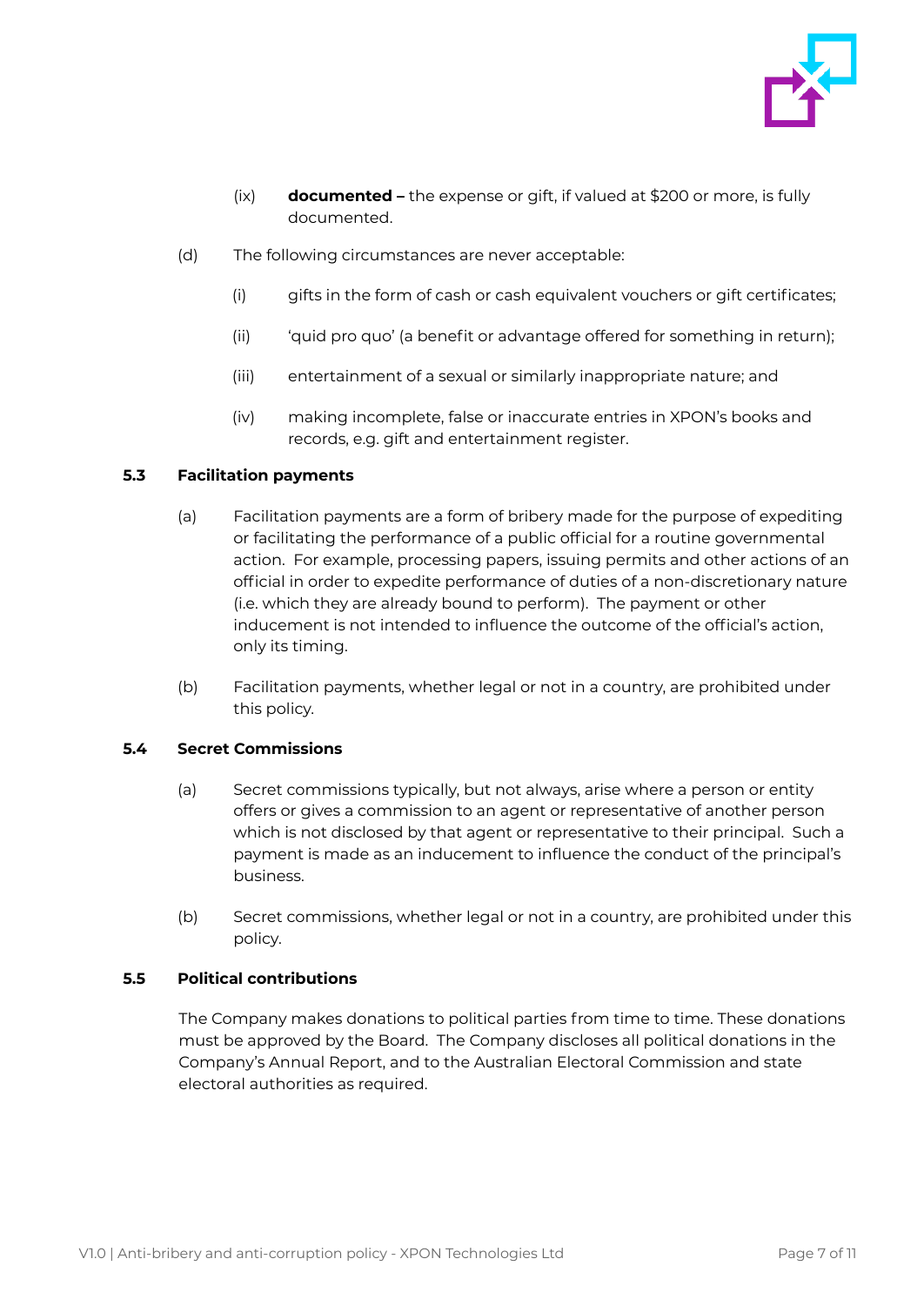(ix) **documented –** the expense or gift, if valued at $200 or more, is fully documented.

(d) The following circumstances are never acceptable:

(i) gifts in the form of cash or cash equivalent vouchers or gift certificates;

(ii) 'quid pro quo' (a benefit or advantage offered for something in return);

(iii) entertainment of a sexual or similarly inappropriate nature; and

(iv) making incomplete, false or inaccurate entries in XPON's books and records, e.g. gift and entertainment register.

### 5.3 Facilitation payments

(a) Facilitation payments are a form of bribery made for the purpose of expediting or facilitating the performance of a public official for a routine governmental action. For example, processing papers, issuing permits and other actions of an official in order to expedite performance of duties of a non-discretionary nature (i.e. which they are already bound to perform). The payment or other inducement is not intended to influence the outcome of the official's action, only its timing.

(b) Facilitation payments, whether legal or not in a country, are prohibited under this policy.

### 5.4 Secret Commissions

(a) Secret commissions typically, but not always, arise where a person or entity offers or gives a commission to an agent or representative of another person which is not disclosed by that agent or representative to their principal. Such a payment is made as an inducement to influence the conduct of the principal's business.

(b) Secret commissions, whether legal or not in a country, are prohibited under this policy.

### 5.5 Political contributions

The Company makes donations to political parties from time to time. These donations must be approved by the Board. The Company discloses all political donations in the Company's Annual Report, and to the Australian Electoral Commission and state electoral authorities as required.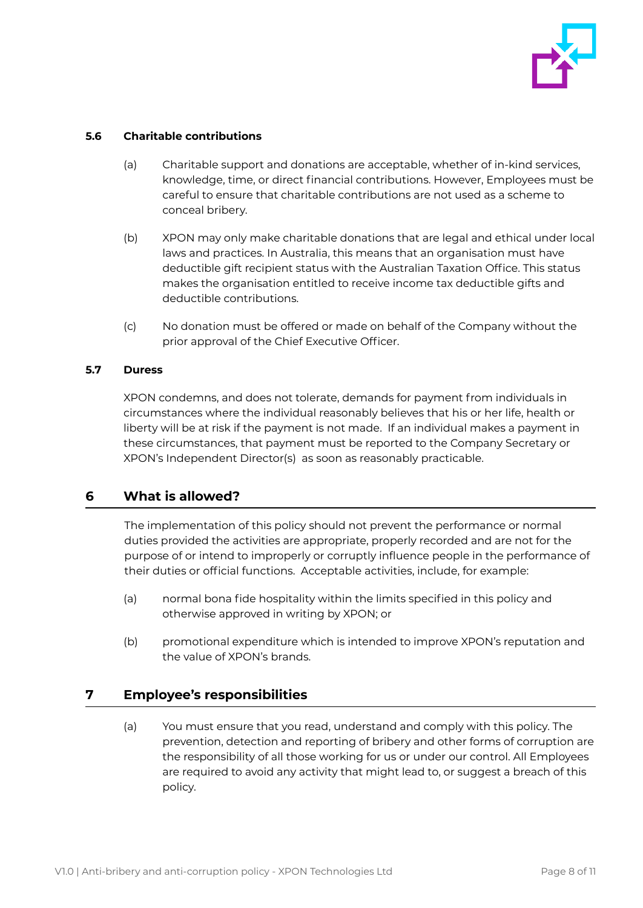### 5.6 Charitable contributions

(a) Charitable support and donations are acceptable, whether of in-kind services, knowledge, time, or direct financial contributions. However, Employees must be careful to ensure that charitable contributions are not used as a scheme to conceal bribery.

(b) XPON may only make charitable donations that are legal and ethical under local laws and practices. In Australia, this means that an organisation must have deductible gift recipient status with the Australian Taxation Office. This status makes the organisation entitled to receive income tax deductible gifts and deductible contributions.

(c) No donation must be offered or made on behalf of the Company without the prior approval of the Chief Executive Officer.

### 5.7 Duress

XPON condemns, and does not tolerate, demands for payment from individuals in circumstances where the individual reasonably believes that his or her life, health or liberty will be at risk if the payment is not made. If an individual makes a payment in these circumstances, that payment must be reported to the Company Secretary or XPON's Independent Director(s) as soon as reasonably practicable.

## 6 What is allowed?

The implementation of this policy should not prevent the performance or normal duties provided the activities are appropriate, properly recorded and are not for the purpose of or intend to improperly or corruptly influence people in the performance of their duties or official functions. Acceptable activities, include, for example:

(a) normal bona fide hospitality within the limits specified in this policy and otherwise approved in writing by XPON; or

(b) promotional expenditure which is intended to improve XPON's reputation and the value of XPON's brands.

## 7 Employee's responsibilities

(a) You must ensure that you read, understand and comply with this policy. The prevention, detection and reporting of bribery and other forms of corruption are the responsibility of all those working for us or under our control. All Employees are required to avoid any activity that might lead to, or suggest a breach of this policy.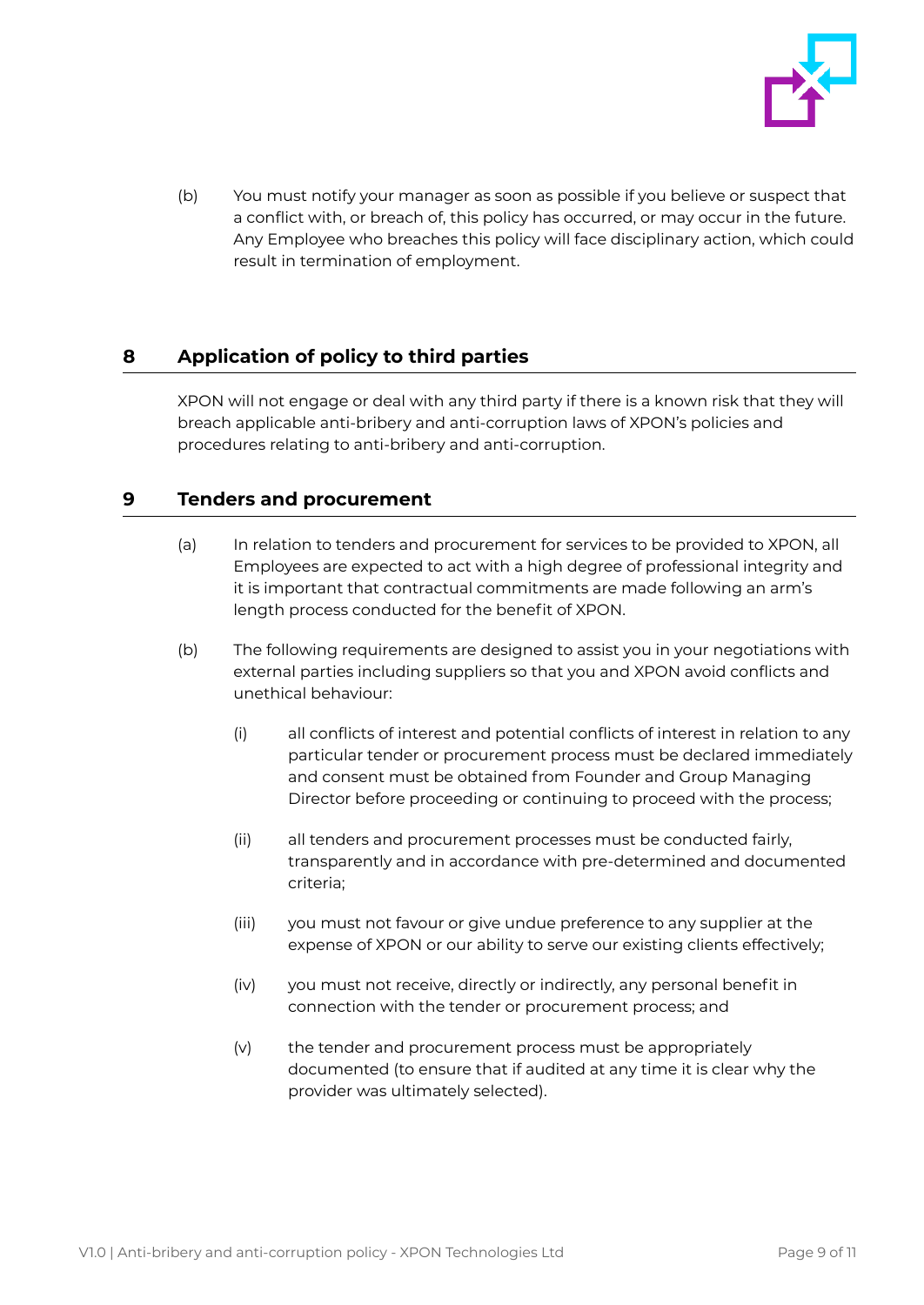(b) You must notify your manager as soon as possible if you believe or suspect that a conflict with, or breach of, this policy has occurred, or may occur in the future. Any Employee who breaches this policy will face disciplinary action, which could result in termination of employment.

## 8 Application of policy to third parties

XPON will not engage or deal with any third party if there is a known risk that they will breach applicable anti-bribery and anti-corruption laws of XPON's policies and procedures relating to anti-bribery and anti-corruption.

## 9 Tenders and procurement

(a) In relation to tenders and procurement for services to be provided to XPON, all Employees are expected to act with a high degree of professional integrity and it is important that contractual commitments are made following an arm's length process conducted for the benefit of XPON.

(b) The following requirements are designed to assist you in your negotiations with external parties including suppliers so that you and XPON avoid conflicts and unethical behaviour:

(i) all conflicts of interest and potential conflicts of interest in relation to any particular tender or procurement process must be declared immediately and consent must be obtained from Founder and Group Managing Director before proceeding or continuing to proceed with the process;

(ii) all tenders and procurement processes must be conducted fairly, transparently and in accordance with pre-determined and documented criteria;

(iii) you must not favour or give undue preference to any supplier at the expense of XPON or our ability to serve our existing clients effectively;

(iv) you must not receive, directly or indirectly, any personal benefit in connection with the tender or procurement process; and

(v) the tender and procurement process must be appropriately documented (to ensure that if audited at any time it is clear why the provider was ultimately selected).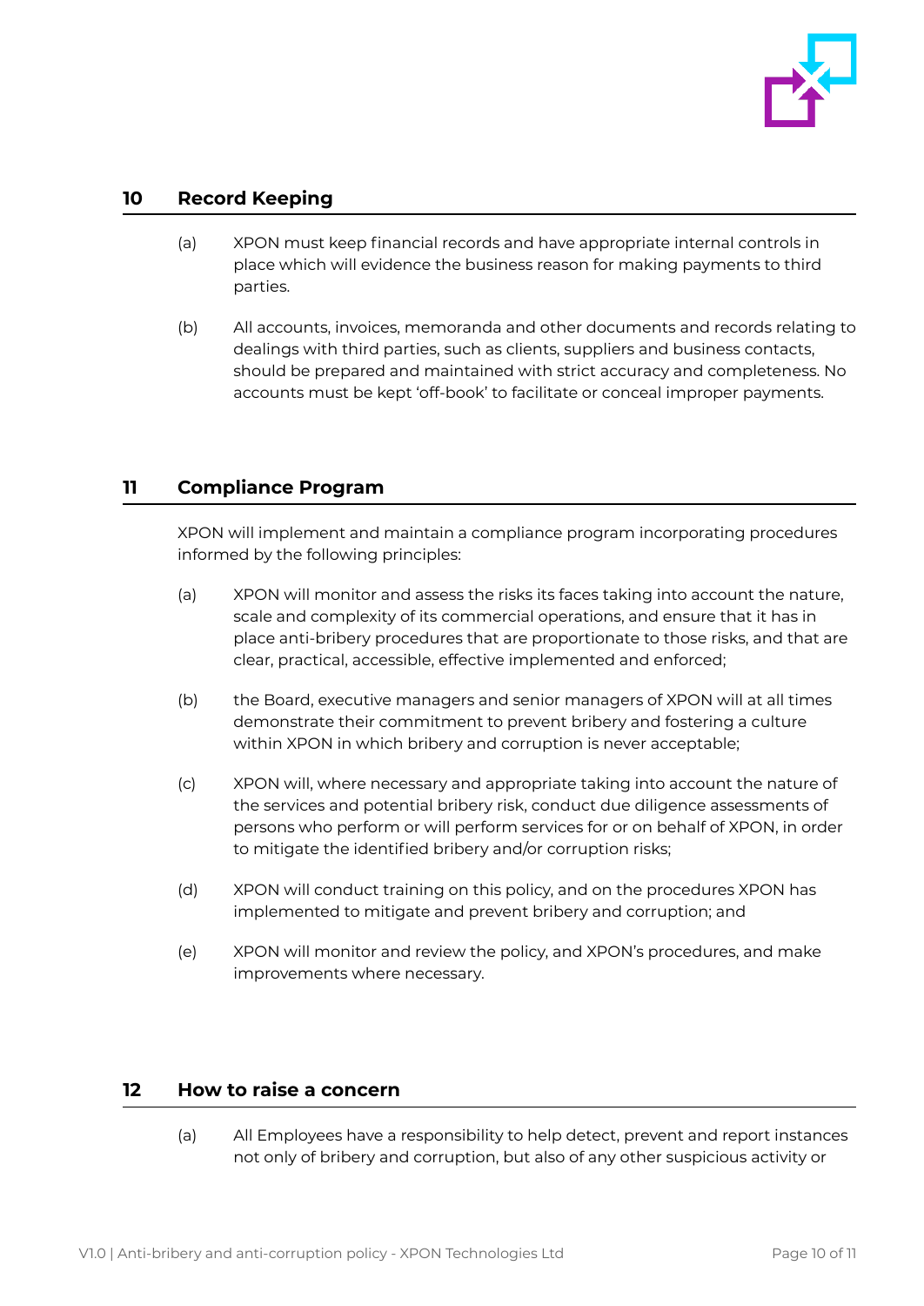## 10 Record Keeping

(a) XPON must keep financial records and have appropriate internal controls in place which will evidence the business reason for making payments to third parties.

(b) All accounts, invoices, memoranda and other documents and records relating to dealings with third parties, such as clients, suppliers and business contacts, should be prepared and maintained with strict accuracy and completeness. No accounts must be kept 'off-book' to facilitate or conceal improper payments.

## 11 Compliance Program

XPON will implement and maintain a compliance program incorporating procedures informed by the following principles:

(a) XPON will monitor and assess the risks its faces taking into account the nature, scale and complexity of its commercial operations, and ensure that it has in place anti-bribery procedures that are proportionate to those risks, and that are clear, practical, accessible, effective implemented and enforced;

(b) the Board, executive managers and senior managers of XPON will at all times demonstrate their commitment to prevent bribery and fostering a culture within XPON in which bribery and corruption is never acceptable;

(c) XPON will, where necessary and appropriate taking into account the nature of the services and potential bribery risk, conduct due diligence assessments of persons who perform or will perform services for or on behalf of XPON, in order to mitigate the identified bribery and/or corruption risks;

(d) XPON will conduct training on this policy, and on the procedures XPON has implemented to mitigate and prevent bribery and corruption; and

(e) XPON will monitor and review the policy, and XPON's procedures, and make improvements where necessary.

## 12 How to raise a concern

(a) All Employees have a responsibility to help detect, prevent and report instances not only of bribery and corruption, but also of any other suspicious activity or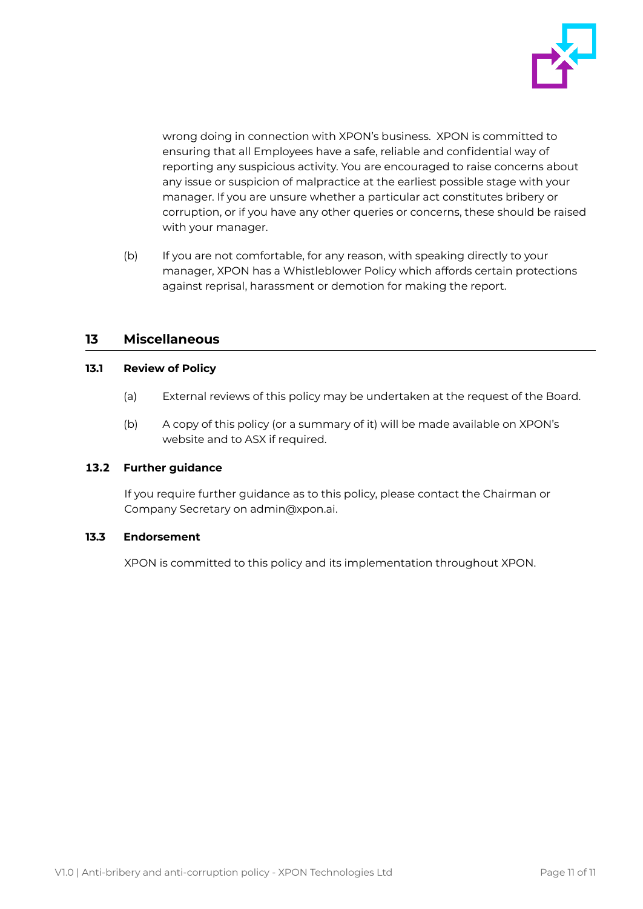wrong doing in connection with XPON's business. XPON is committed to ensuring that all Employees have a safe, reliable and confidential way of reporting any suspicious activity. You are encouraged to raise concerns about any issue or suspicion of malpractice at the earliest possible stage with your manager. If you are unsure whether a particular act constitutes bribery or corruption, or if you have any other queries or concerns, these should be raised with your manager.

(b) If you are not comfortable, for any reason, with speaking directly to your manager, XPON has a Whistleblower Policy which affords certain protections against reprisal, harassment or demotion for making the report.

## 13 Miscellaneous

### 13.1 Review of Policy

(a) External reviews of this policy may be undertaken at the request of the Board.

(b) A copy of this policy (or a summary of it) will be made available on XPON's website and to ASX if required.

### 13.2 Further guidance

If you require further guidance as to this policy, please contact the Chairman or Company Secretary on admin@xpon.ai.

### 13.3 Endorsement

XPON is committed to this policy and its implementation throughout XPON.